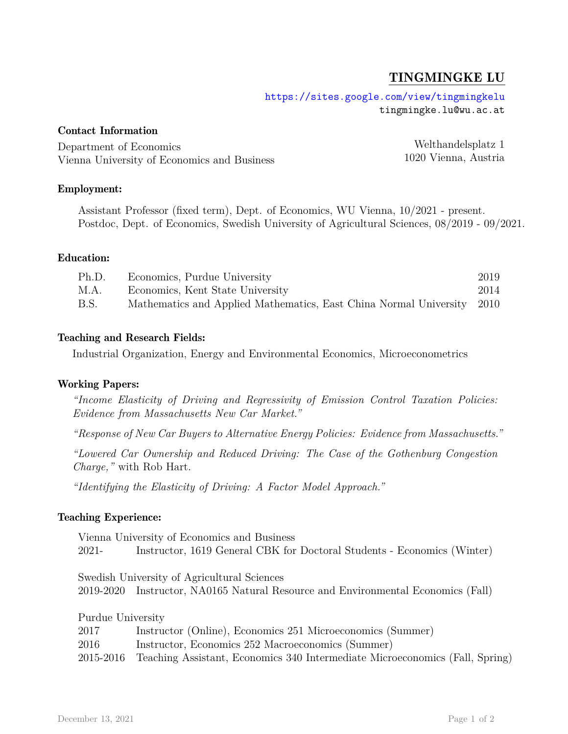# TINGMINGKE LU

https://sites.google.com/view/tingmingkelu
tingmingke.lu@wu.ac.at

**Contact Information**

Department of Economics
Vienna University of Economics and Business

Welthandelsplatz 1
1020 Vienna, Austria

**Employment:**

Assistant Professor (fixed term), Dept. of Economics, WU Vienna, 10/2021 - present.
Postdoc, Dept. of Economics, Swedish University of Agricultural Sciences, 08/2019 - 09/2021.

**Education:**

| | | |
|---|---|---|
| Ph.D. | Economics, Purdue University | 2019 |
| M.A. | Economics, Kent State University | 2014 |
| B.S. | Mathematics and Applied Mathematics, East China Normal University | 2010 |

**Teaching and Research Fields:**

Industrial Organization, Energy and Environmental Economics, Microeconometrics

**Working Papers:**

*"Income Elasticity of Driving and Regressivity of Emission Control Taxation Policies: Evidence from Massachusetts New Car Market."*

*"Response of New Car Buyers to Alternative Energy Policies: Evidence from Massachusetts."*

*"Lowered Car Ownership and Reduced Driving: The Case of the Gothenburg Congestion Charge,"* with Rob Hart.

*"Identifying the Elasticity of Driving: A Factor Model Approach."*

**Teaching Experience:**

Vienna University of Economics and Business

| | |
|---|---|
| 2021- | Instructor, 1619 General CBK for Doctoral Students - Economics (Winter) |

Swedish University of Agricultural Sciences

| | |
|---|---|
| 2019-2020 | Instructor, NA0165 Natural Resource and Environmental Economics (Fall) |

Purdue University

| | |
|---|---|
| 2017 | Instructor (Online), Economics 251 Microeconomics (Summer) |
| 2016 | Instructor, Economics 252 Macroeconomics (Summer) |
| 2015-2016 | Teaching Assistant, Economics 340 Intermediate Microeconomics (Fall, Spring) |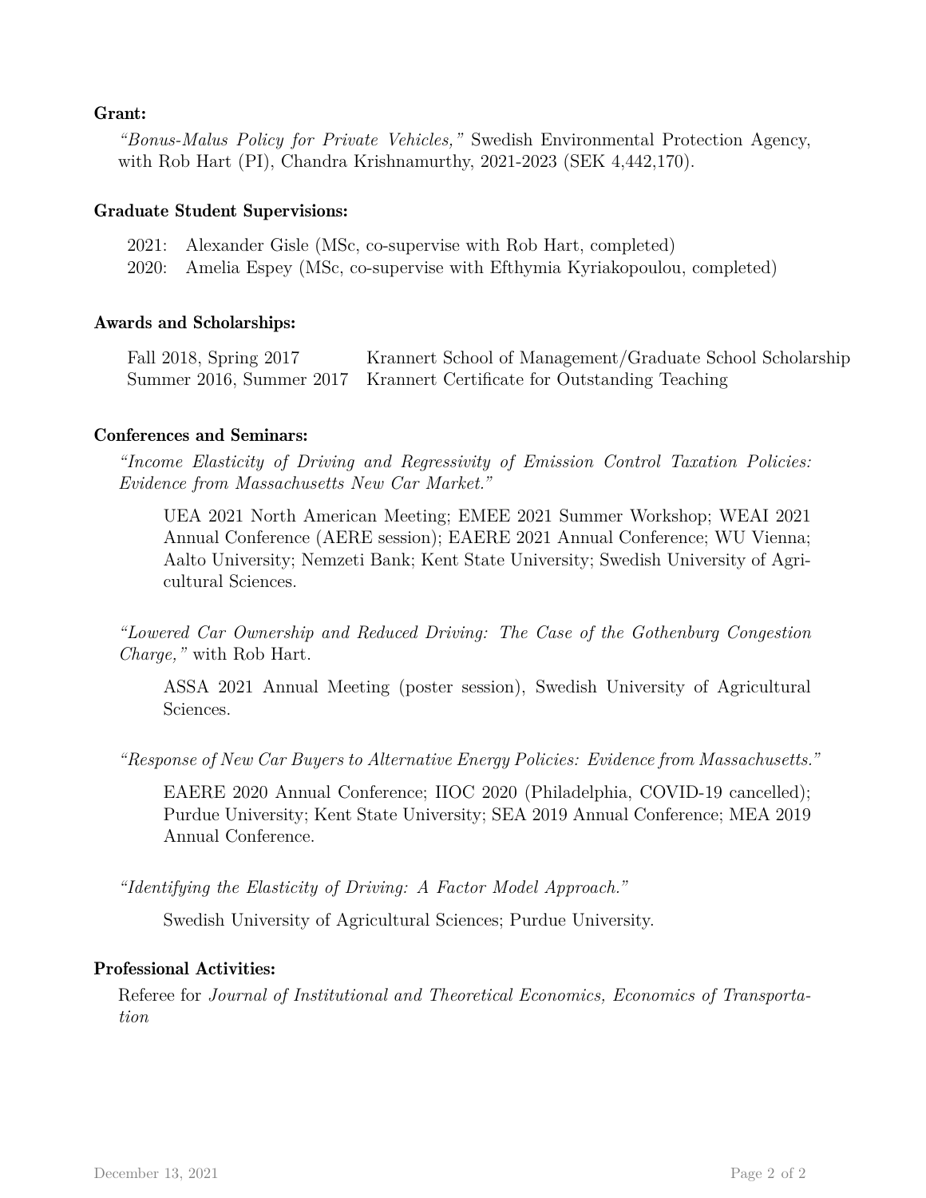### Grant:

*"Bonus-Malus Policy for Private Vehicles,"* Swedish Environmental Protection Agency, with Rob Hart (PI), Chandra Krishnamurthy, 2021-2023 (SEK 4,442,170).

### Graduate Student Supervisions:

2021: Alexander Gisle (MSc, co-supervise with Rob Hart, completed)
2020: Amelia Espey (MSc, co-supervise with Efthymia Kyriakopoulou, completed)

### Awards and Scholarships:

| | |
|---|---|
| Fall 2018, Spring 2017 | Krannert School of Management/Graduate School Scholarship |
| Summer 2016, Summer 2017 | Krannert Certificate for Outstanding Teaching |

### Conferences and Seminars:

*"Income Elasticity of Driving and Regressivity of Emission Control Taxation Policies: Evidence from Massachusetts New Car Market."*

UEA 2021 North American Meeting; EMEE 2021 Summer Workshop; WEAI 2021 Annual Conference (AERE session); EAERE 2021 Annual Conference; WU Vienna; Aalto University; Nemzeti Bank; Kent State University; Swedish University of Agricultural Sciences.

*"Lowered Car Ownership and Reduced Driving: The Case of the Gothenburg Congestion Charge,"* with Rob Hart.

ASSA 2021 Annual Meeting (poster session), Swedish University of Agricultural Sciences.

*"Response of New Car Buyers to Alternative Energy Policies: Evidence from Massachusetts."*

EAERE 2020 Annual Conference; IIOC 2020 (Philadelphia, COVID-19 cancelled); Purdue University; Kent State University; SEA 2019 Annual Conference; MEA 2019 Annual Conference.

*"Identifying the Elasticity of Driving: A Factor Model Approach."*

Swedish University of Agricultural Sciences; Purdue University.

### Professional Activities:

Referee for *Journal of Institutional and Theoretical Economics, Economics of Transportation*